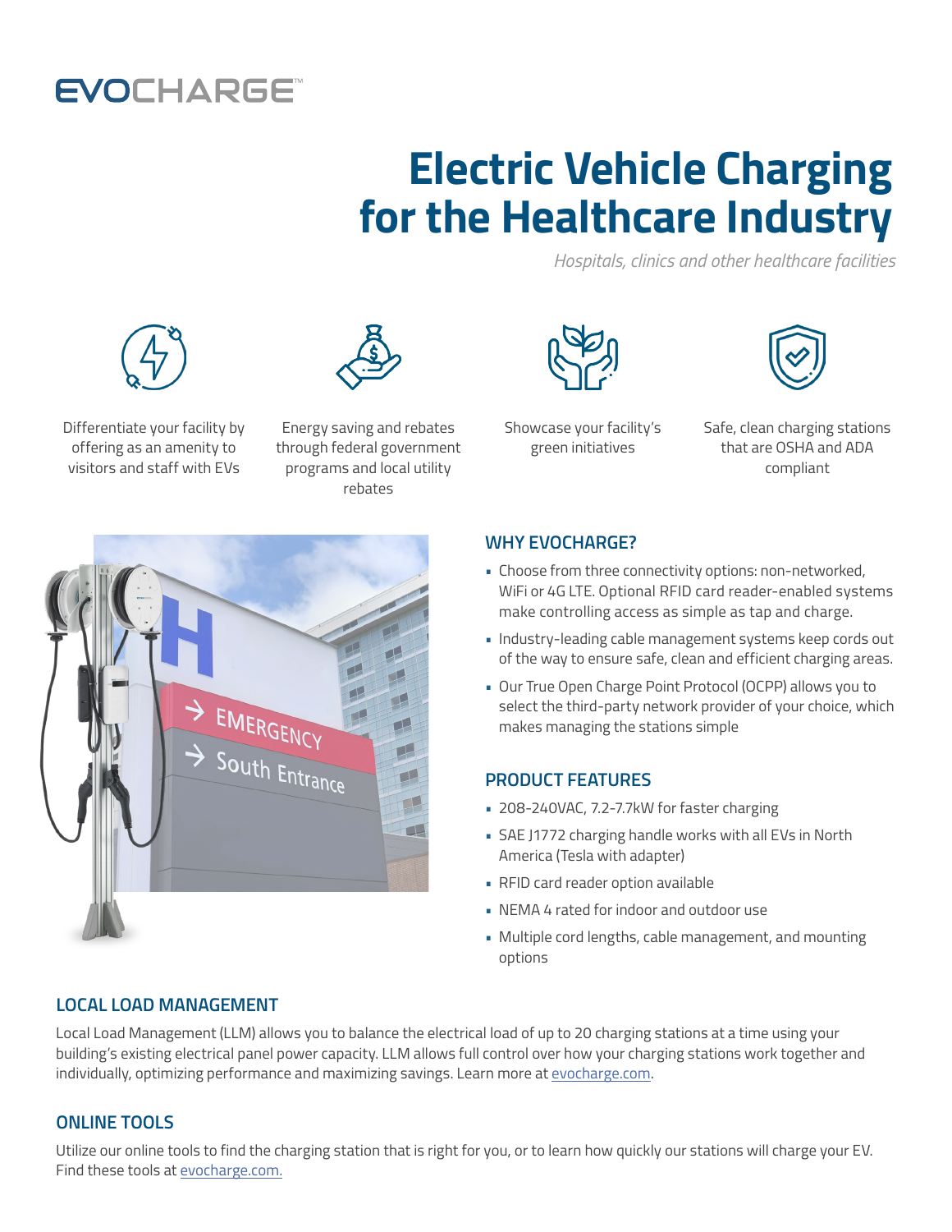EVOCHARGE™

# Electric Vehicle Charging for the Healthcare Industry

*Hospitals, clinics and other healthcare facilities*

Differentiate your facility by offering as an amenity to visitors and staff with EVs

Energy saving and rebates through federal government programs and local utility rebates

Showcase your facility's green initiatives

Safe, clean charging stations that are OSHA and ADA compliant

## WHY EVOCHARGE?

- Choose from three connectivity options: non-networked, WiFi or 4G LTE. Optional RFID card reader-enabled systems make controlling access as simple as tap and charge.
- Industry-leading cable management systems keep cords out of the way to ensure safe, clean and efficient charging areas.
- Our True Open Charge Point Protocol (OCPP) allows you to select the third-party network provider of your choice, which makes managing the stations simple

## PRODUCT FEATURES

- 208-240VAC, 7.2-7.7kW for faster charging
- SAE J1772 charging handle works with all EVs in North America (Tesla with adapter)
- RFID card reader option available
- NEMA 4 rated for indoor and outdoor use
- Multiple cord lengths, cable management, and mounting options

## LOCAL LOAD MANAGEMENT

Local Load Management (LLM) allows you to balance the electrical load of up to 20 charging stations at a time using your building's existing electrical panel power capacity. LLM allows full control over how your charging stations work together and individually, optimizing performance and maximizing savings. Learn more at evocharge.com.

## ONLINE TOOLS

Utilize our online tools to find the charging station that is right for you, or to learn how quickly our stations will charge your EV. Find these tools at evocharge.com.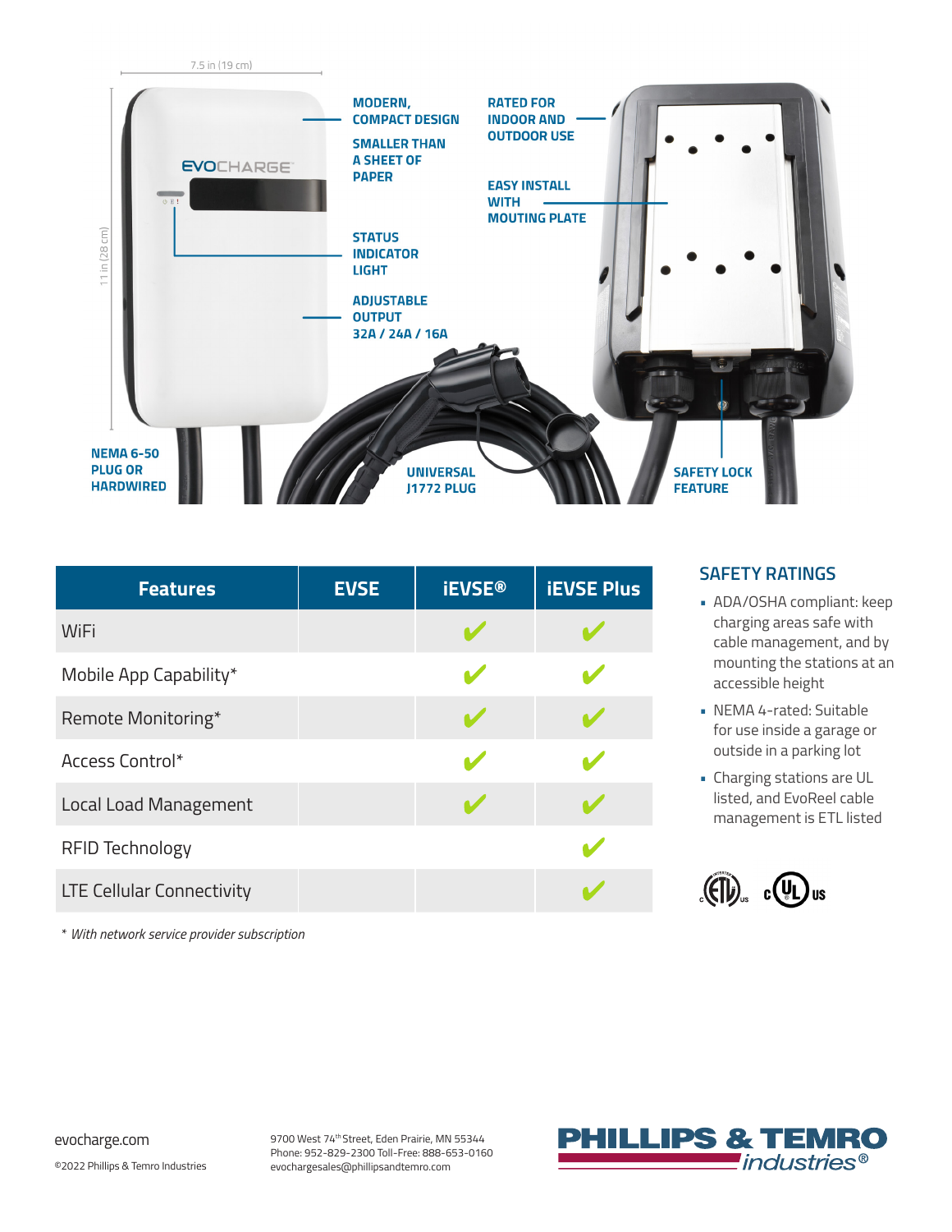7.5 in (19 cm)

11 in (28 cm)

MODERN, COMPACT DESIGN

SMALLER THAN A SHEET OF PAPER

STATUS INDICATOR LIGHT

ADJUSTABLE OUTPUT 32A / 24A / 16A

RATED FOR INDOOR AND OUTDOOR USE

EASY INSTALL WITH MOUTING PLATE

NEMA 6-50 PLUG OR HARDWIRED

UNIVERSAL J1772 PLUG

SAFETY LOCK FEATURE

| Features | EVSE | iEVSE® | iEVSE Plus |
|---|---|---|---|
| WiFi | | ✔ | ✔ |
| Mobile App Capability* | | ✔ | ✔ |
| Remote Monitoring* | | ✔ | ✔ |
| Access Control* | | ✔ | ✔ |
| Local Load Management | | ✔ | ✔ |
| RFID Technology | | | ✔ |
| LTE Cellular Connectivity | | | ✔ |

*\* With network service provider subscription*

## SAFETY RATINGS

- ADA/OSHA compliant: keep charging areas safe with cable management, and by mounting the stations at an accessible height
- NEMA 4-rated: Suitable for use inside a garage or outside in a parking lot
- Charging stations are UL listed, and EvoReel cable management is ETL listed

evocharge.com

©2022 Phillips & Temro Industries

9700 West 74th Street, Eden Prairie, MN 55344
Phone: 952-829-2300 Toll-Free: 888-653-0160
evochargesales@phillipsandtemro.com

PHILLIPS & TEMRO industries®